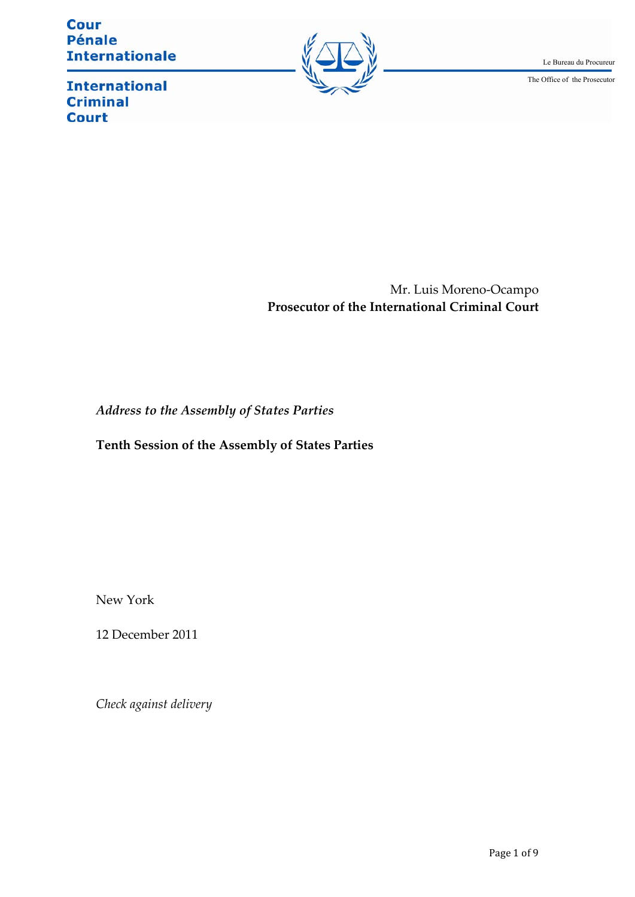Cour Pénale Internationale

International Criminal Court

Le Bureau du Procureur

The Office of the Prosecutor

Mr. Luis Moreno-Ocampo

**Prosecutor of the International Criminal Court**

*Address to the Assembly of States Parties*

**Tenth Session of the Assembly of States Parties**

New York

12 December 2011

*Check against delivery*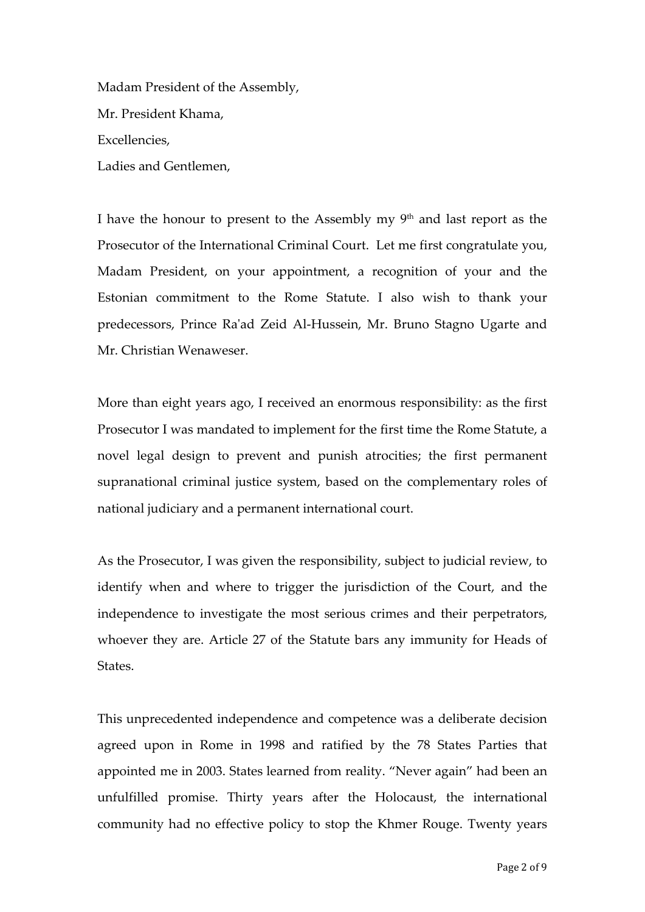Madam President of the Assembly,

Mr. President Khama,

Excellencies,

Ladies and Gentlemen,

I have the honour to present to the Assembly my 9th and last report as the Prosecutor of the International Criminal Court. Let me first congratulate you, Madam President, on your appointment, a recognition of your and the Estonian commitment to the Rome Statute. I also wish to thank your predecessors, Prince Ra'ad Zeid Al-Hussein, Mr. Bruno Stagno Ugarte and Mr. Christian Wenaweser.

More than eight years ago, I received an enormous responsibility: as the first Prosecutor I was mandated to implement for the first time the Rome Statute, a novel legal design to prevent and punish atrocities; the first permanent supranational criminal justice system, based on the complementary roles of national judiciary and a permanent international court.

As the Prosecutor, I was given the responsibility, subject to judicial review, to identify when and where to trigger the jurisdiction of the Court, and the independence to investigate the most serious crimes and their perpetrators, whoever they are. Article 27 of the Statute bars any immunity for Heads of States.

This unprecedented independence and competence was a deliberate decision agreed upon in Rome in 1998 and ratified by the 78 States Parties that appointed me in 2003. States learned from reality. "Never again" had been an unfulfilled promise. Thirty years after the Holocaust, the international community had no effective policy to stop the Khmer Rouge. Twenty years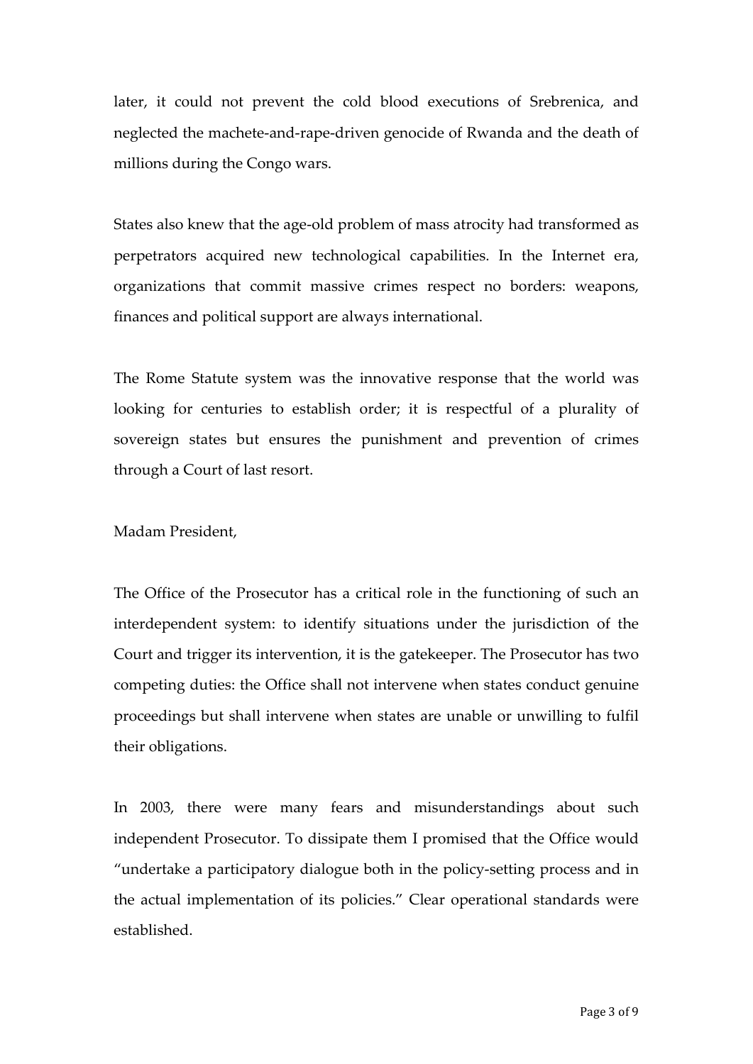later, it could not prevent the cold blood executions of Srebrenica, and neglected the machete-and-rape-driven genocide of Rwanda and the death of millions during the Congo wars.

States also knew that the age-old problem of mass atrocity had transformed as perpetrators acquired new technological capabilities. In the Internet era, organizations that commit massive crimes respect no borders: weapons, finances and political support are always international.

The Rome Statute system was the innovative response that the world was looking for centuries to establish order; it is respectful of a plurality of sovereign states but ensures the punishment and prevention of crimes through a Court of last resort.

Madam President,

The Office of the Prosecutor has a critical role in the functioning of such an interdependent system: to identify situations under the jurisdiction of the Court and trigger its intervention, it is the gatekeeper. The Prosecutor has two competing duties: the Office shall not intervene when states conduct genuine proceedings but shall intervene when states are unable or unwilling to fulfil their obligations.

In 2003, there were many fears and misunderstandings about such independent Prosecutor. To dissipate them I promised that the Office would "undertake a participatory dialogue both in the policy-setting process and in the actual implementation of its policies." Clear operational standards were established.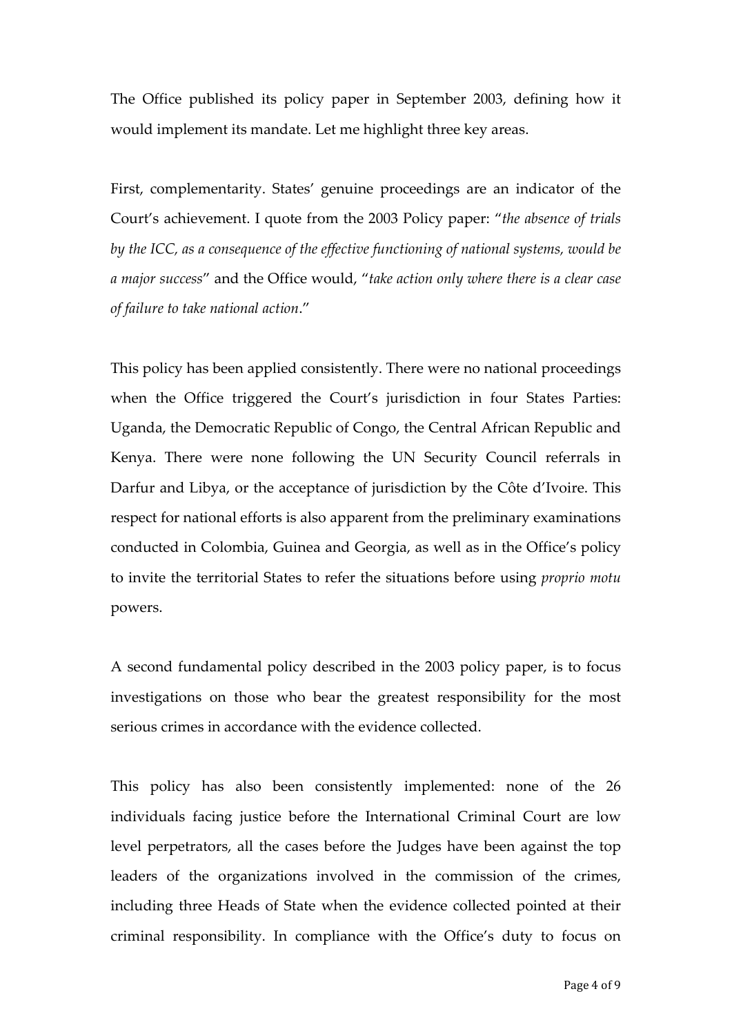The Office published its policy paper in September 2003, defining how it would implement its mandate. Let me highlight three key areas.

First, complementarity. States' genuine proceedings are an indicator of the Court's achievement. I quote from the 2003 Policy paper: "*the absence of trials by the ICC, as a consequence of the effective functioning of national systems, would be a major success*" and the Office would, "*take action only where there is a clear case of failure to take national action*."

This policy has been applied consistently. There were no national proceedings when the Office triggered the Court's jurisdiction in four States Parties: Uganda, the Democratic Republic of Congo, the Central African Republic and Kenya. There were none following the UN Security Council referrals in Darfur and Libya, or the acceptance of jurisdiction by the Côte d'Ivoire. This respect for national efforts is also apparent from the preliminary examinations conducted in Colombia, Guinea and Georgia, as well as in the Office's policy to invite the territorial States to refer the situations before using *proprio motu* powers.

A second fundamental policy described in the 2003 policy paper, is to focus investigations on those who bear the greatest responsibility for the most serious crimes in accordance with the evidence collected.

This policy has also been consistently implemented: none of the 26 individuals facing justice before the International Criminal Court are low level perpetrators, all the cases before the Judges have been against the top leaders of the organizations involved in the commission of the crimes, including three Heads of State when the evidence collected pointed at their criminal responsibility. In compliance with the Office's duty to focus on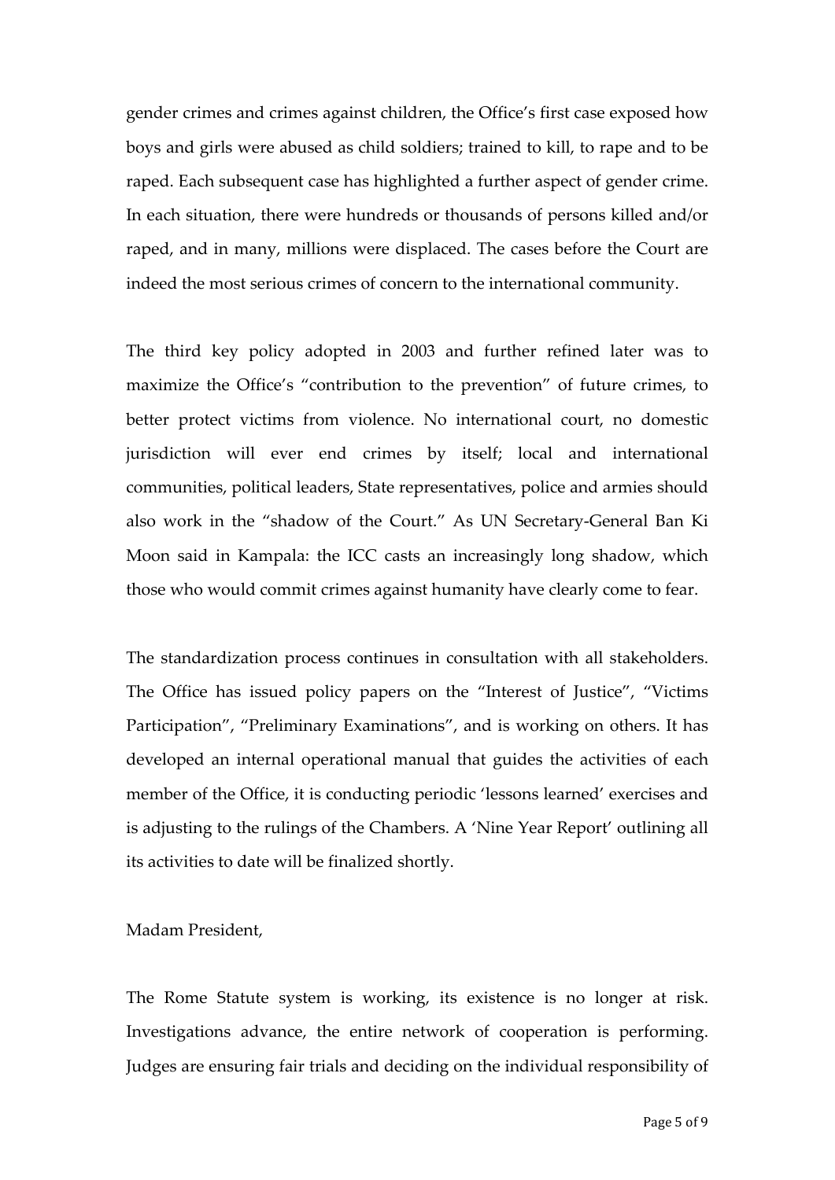gender crimes and crimes against children, the Office's first case exposed how boys and girls were abused as child soldiers; trained to kill, to rape and to be raped. Each subsequent case has highlighted a further aspect of gender crime. In each situation, there were hundreds or thousands of persons killed and/or raped, and in many, millions were displaced. The cases before the Court are indeed the most serious crimes of concern to the international community.

The third key policy adopted in 2003 and further refined later was to maximize the Office's "contribution to the prevention" of future crimes, to better protect victims from violence. No international court, no domestic jurisdiction will ever end crimes by itself; local and international communities, political leaders, State representatives, police and armies should also work in the "shadow of the Court." As UN Secretary-General Ban Ki Moon said in Kampala: the ICC casts an increasingly long shadow, which those who would commit crimes against humanity have clearly come to fear.

The standardization process continues in consultation with all stakeholders. The Office has issued policy papers on the "Interest of Justice", "Victims Participation", "Preliminary Examinations", and is working on others. It has developed an internal operational manual that guides the activities of each member of the Office, it is conducting periodic 'lessons learned' exercises and is adjusting to the rulings of the Chambers. A 'Nine Year Report' outlining all its activities to date will be finalized shortly.

Madam President,

The Rome Statute system is working, its existence is no longer at risk. Investigations advance, the entire network of cooperation is performing. Judges are ensuring fair trials and deciding on the individual responsibility of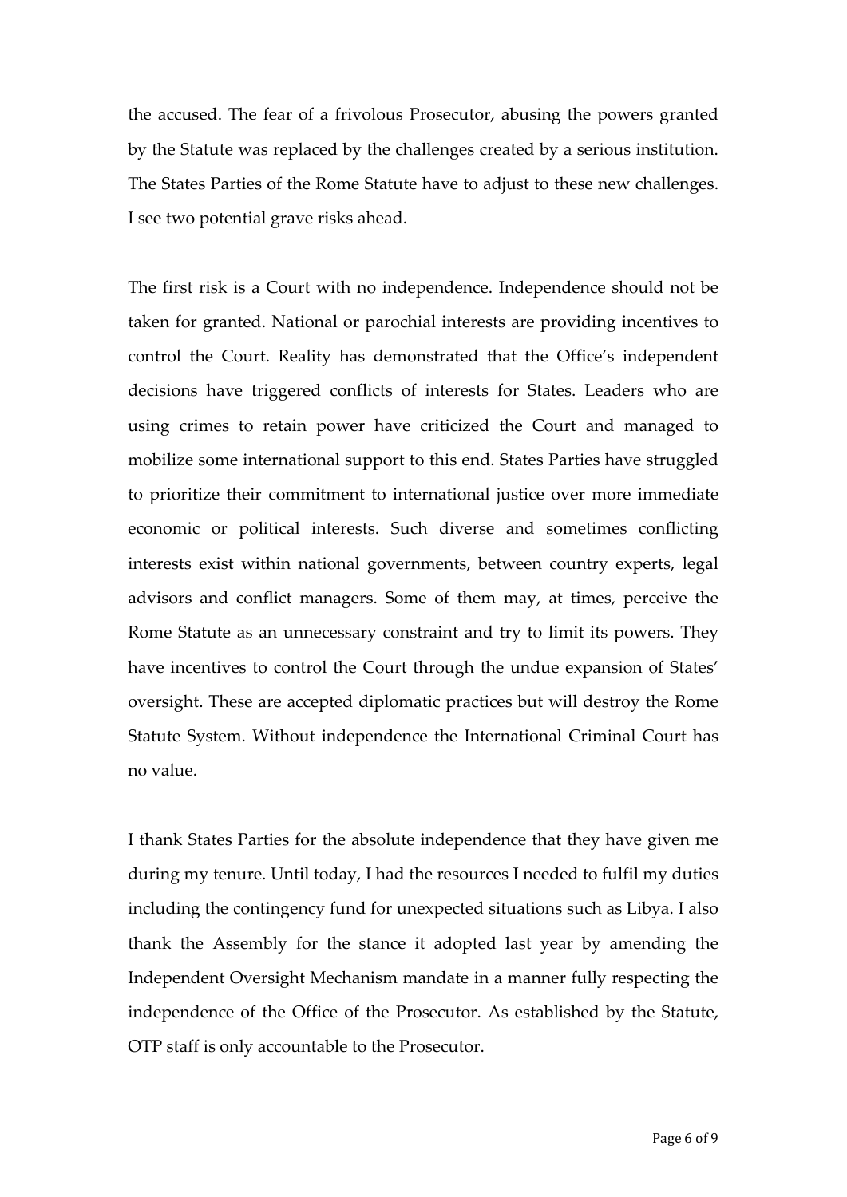the accused. The fear of a frivolous Prosecutor, abusing the powers granted by the Statute was replaced by the challenges created by a serious institution. The States Parties of the Rome Statute have to adjust to these new challenges. I see two potential grave risks ahead.

The first risk is a Court with no independence. Independence should not be taken for granted. National or parochial interests are providing incentives to control the Court. Reality has demonstrated that the Office's independent decisions have triggered conflicts of interests for States. Leaders who are using crimes to retain power have criticized the Court and managed to mobilize some international support to this end. States Parties have struggled to prioritize their commitment to international justice over more immediate economic or political interests. Such diverse and sometimes conflicting interests exist within national governments, between country experts, legal advisors and conflict managers. Some of them may, at times, perceive the Rome Statute as an unnecessary constraint and try to limit its powers. They have incentives to control the Court through the undue expansion of States' oversight. These are accepted diplomatic practices but will destroy the Rome Statute System. Without independence the International Criminal Court has no value.

I thank States Parties for the absolute independence that they have given me during my tenure. Until today, I had the resources I needed to fulfil my duties including the contingency fund for unexpected situations such as Libya. I also thank the Assembly for the stance it adopted last year by amending the Independent Oversight Mechanism mandate in a manner fully respecting the independence of the Office of the Prosecutor. As established by the Statute, OTP staff is only accountable to the Prosecutor.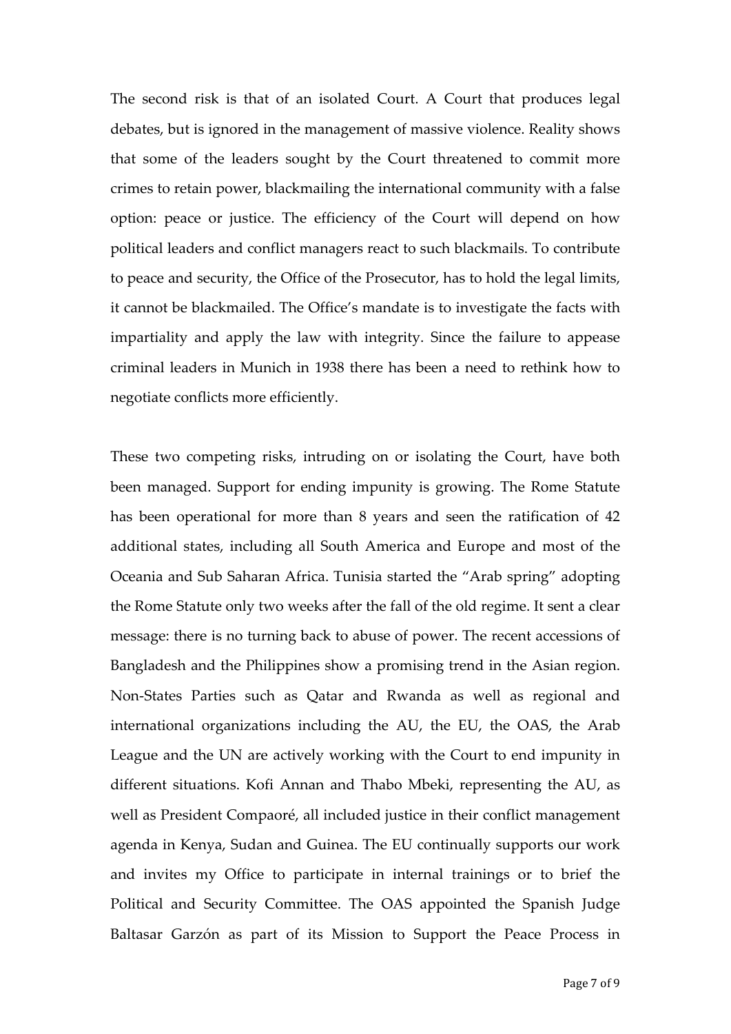The second risk is that of an isolated Court. A Court that produces legal debates, but is ignored in the management of massive violence. Reality shows that some of the leaders sought by the Court threatened to commit more crimes to retain power, blackmailing the international community with a false option: peace or justice. The efficiency of the Court will depend on how political leaders and conflict managers react to such blackmails. To contribute to peace and security, the Office of the Prosecutor, has to hold the legal limits, it cannot be blackmailed. The Office's mandate is to investigate the facts with impartiality and apply the law with integrity. Since the failure to appease criminal leaders in Munich in 1938 there has been a need to rethink how to negotiate conflicts more efficiently.

These two competing risks, intruding on or isolating the Court, have both been managed. Support for ending impunity is growing. The Rome Statute has been operational for more than 8 years and seen the ratification of 42 additional states, including all South America and Europe and most of the Oceania and Sub Saharan Africa. Tunisia started the "Arab spring" adopting the Rome Statute only two weeks after the fall of the old regime. It sent a clear message: there is no turning back to abuse of power. The recent accessions of Bangladesh and the Philippines show a promising trend in the Asian region. Non-States Parties such as Qatar and Rwanda as well as regional and international organizations including the AU, the EU, the OAS, the Arab League and the UN are actively working with the Court to end impunity in different situations. Kofi Annan and Thabo Mbeki, representing the AU, as well as President Compaoré, all included justice in their conflict management agenda in Kenya, Sudan and Guinea. The EU continually supports our work and invites my Office to participate in internal trainings or to brief the Political and Security Committee. The OAS appointed the Spanish Judge Baltasar Garzón as part of its Mission to Support the Peace Process in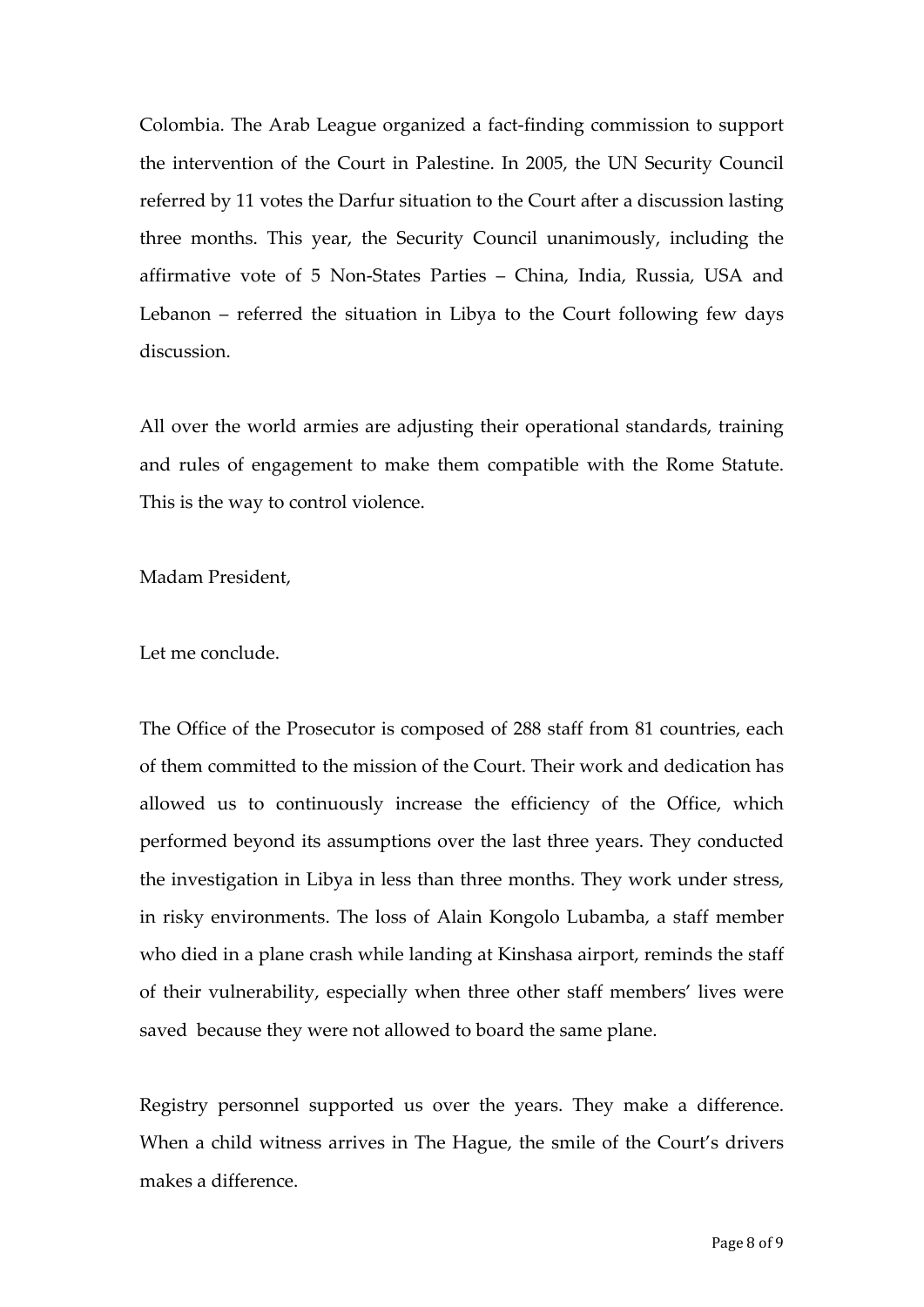Colombia. The Arab League organized a fact-finding commission to support the intervention of the Court in Palestine. In 2005, the UN Security Council referred by 11 votes the Darfur situation to the Court after a discussion lasting three months. This year, the Security Council unanimously, including the affirmative vote of 5 Non-States Parties – China, India, Russia, USA and Lebanon – referred the situation in Libya to the Court following few days discussion.

All over the world armies are adjusting their operational standards, training and rules of engagement to make them compatible with the Rome Statute. This is the way to control violence.

Madam President,

Let me conclude.

The Office of the Prosecutor is composed of 288 staff from 81 countries, each of them committed to the mission of the Court. Their work and dedication has allowed us to continuously increase the efficiency of the Office, which performed beyond its assumptions over the last three years. They conducted the investigation in Libya in less than three months. They work under stress, in risky environments. The loss of Alain Kongolo Lubamba, a staff member who died in a plane crash while landing at Kinshasa airport, reminds the staff of their vulnerability, especially when three other staff members' lives were saved because they were not allowed to board the same plane.

Registry personnel supported us over the years. They make a difference. When a child witness arrives in The Hague, the smile of the Court's drivers makes a difference.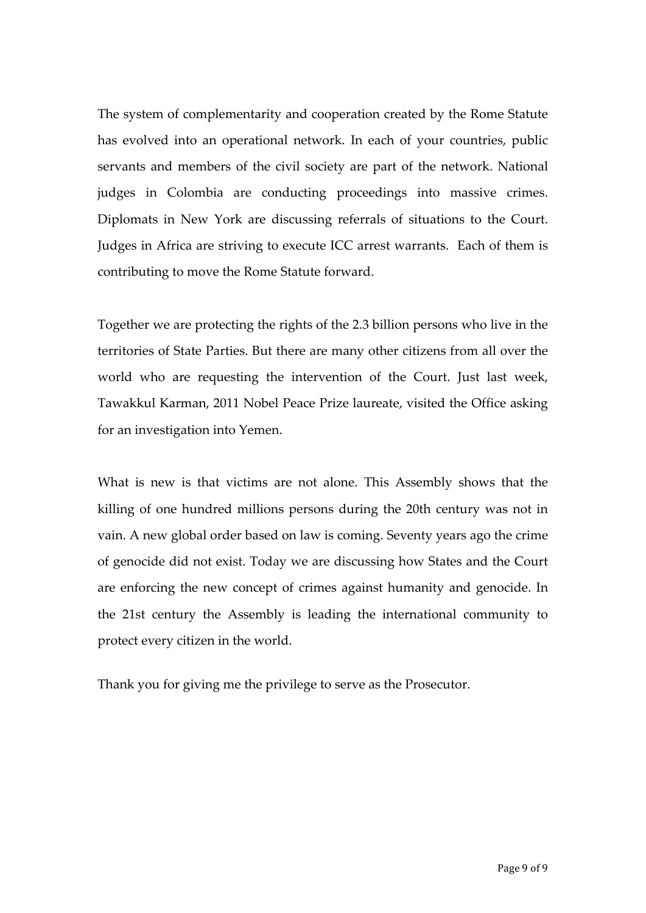The system of complementarity and cooperation created by the Rome Statute has evolved into an operational network. In each of your countries, public servants and members of the civil society are part of the network. National judges in Colombia are conducting proceedings into massive crimes. Diplomats in New York are discussing referrals of situations to the Court. Judges in Africa are striving to execute ICC arrest warrants. Each of them is contributing to move the Rome Statute forward.

Together we are protecting the rights of the 2.3 billion persons who live in the territories of State Parties. But there are many other citizens from all over the world who are requesting the intervention of the Court. Just last week, Tawakkul Karman, 2011 Nobel Peace Prize laureate, visited the Office asking for an investigation into Yemen.

What is new is that victims are not alone. This Assembly shows that the killing of one hundred millions persons during the 20th century was not in vain. A new global order based on law is coming. Seventy years ago the crime of genocide did not exist. Today we are discussing how States and the Court are enforcing the new concept of crimes against humanity and genocide. In the 21st century the Assembly is leading the international community to protect every citizen in the world.

Thank you for giving me the privilege to serve as the Prosecutor.